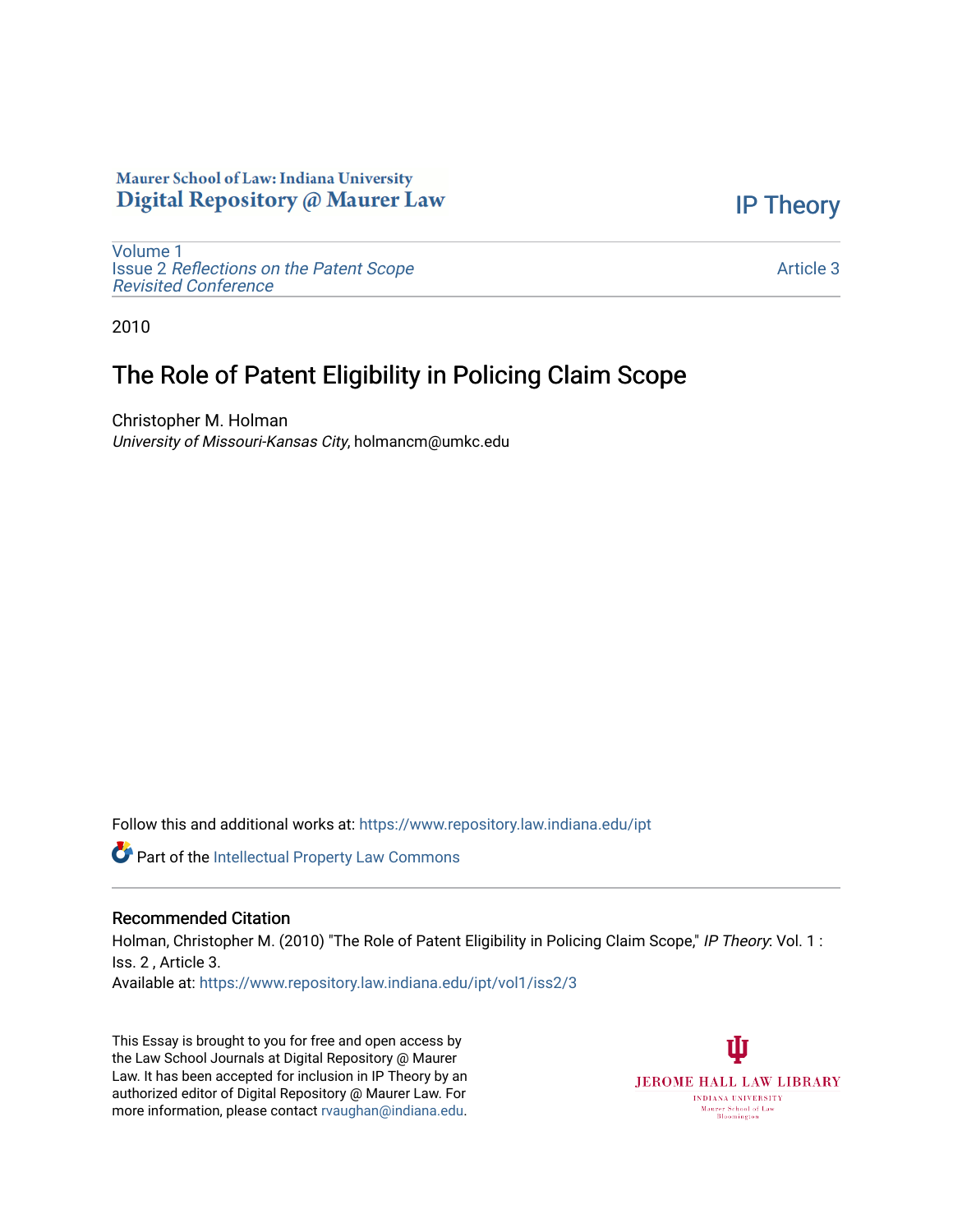Maurer School of Law: Indiana University
Digital Repository @ Maurer Law

IP Theory

Volume 1
Issue 2 *Reflections on the Patent Scope Revisited Conference*

Article 3

2010

# The Role of Patent Eligibility in Policing Claim Scope

Christopher M. Holman
*University of Missouri-Kansas City*, holmancm@umkc.edu

Follow this and additional works at: https://www.repository.law.indiana.edu/ipt

Part of the Intellectual Property Law Commons

## Recommended Citation

Holman, Christopher M. (2010) "The Role of Patent Eligibility in Policing Claim Scope," *IP Theory*: Vol. 1 : Iss. 2 , Article 3.
Available at: https://www.repository.law.indiana.edu/ipt/vol1/iss2/3

This Essay is brought to you for free and open access by the Law School Journals at Digital Repository @ Maurer Law. It has been accepted for inclusion in IP Theory by an authorized editor of Digital Repository @ Maurer Law. For more information, please contact rvaughan@indiana.edu.

JEROME HALL LAW LIBRARY
INDIANA UNIVERSITY
Maurer School of Law
Bloomington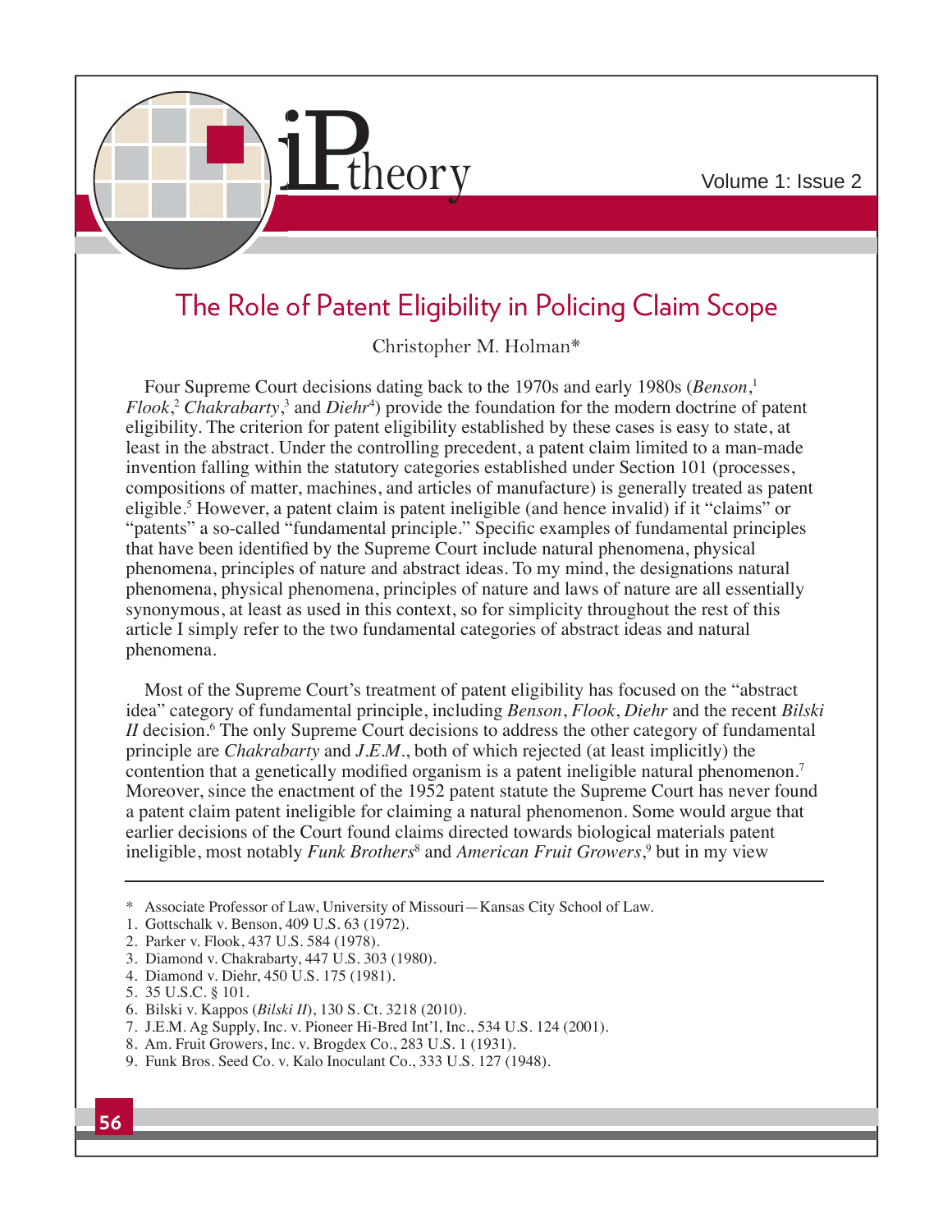# The Role of Patent Eligibility in Policing Claim Scope

Christopher M. Holman*

Four Supreme Court decisions dating back to the 1970s and early 1980s (*Benson*,[1] *Flook*,[2] *Chakrabarty*,[3] and *Diehr*[4]) provide the foundation for the modern doctrine of patent eligibility. The criterion for patent eligibility established by these cases is easy to state, at least in the abstract. Under the controlling precedent, a patent claim limited to a man-made invention falling within the statutory categories established under Section 101 (processes, compositions of matter, machines, and articles of manufacture) is generally treated as patent eligible.[5] However, a patent claim is patent ineligible (and hence invalid) if it "claims" or "patents" a so-called "fundamental principle." Specific examples of fundamental principles that have been identified by the Supreme Court include natural phenomena, physical phenomena, principles of nature and abstract ideas. To my mind, the designations natural phenomena, physical phenomena, principles of nature and laws of nature are all essentially synonymous, at least as used in this context, so for simplicity throughout the rest of this article I simply refer to the two fundamental categories of abstract ideas and natural phenomena.

Most of the Supreme Court's treatment of patent eligibility has focused on the "abstract idea" category of fundamental principle, including *Benson*, *Flook*, *Diehr* and the recent *Bilski II* decision.[6] The only Supreme Court decisions to address the other category of fundamental principle are *Chakrabarty* and *J.E.M.*, both of which rejected (at least implicitly) the contention that a genetically modified organism is a patent ineligible natural phenomenon.[7] Moreover, since the enactment of the 1952 patent statute the Supreme Court has never found a patent claim patent ineligible for claiming a natural phenomenon. Some would argue that earlier decisions of the Court found claims directed towards biological materials patent ineligible, most notably *Funk Brothers*[8] and *American Fruit Growers*,[9] but in my view

---

\* Associate Professor of Law, University of Missouri—Kansas City School of Law.

1. Gottschalk v. Benson, 409 U.S. 63 (1972).
2. Parker v. Flook, 437 U.S. 584 (1978).
3. Diamond v. Chakrabarty, 447 U.S. 303 (1980).
4. Diamond v. Diehr, 450 U.S. 175 (1981).
5. 35 U.S.C. § 101.
6. Bilski v. Kappos (*Bilski II*), 130 S. Ct. 3218 (2010).
7. J.E.M. Ag Supply, Inc. v. Pioneer Hi-Bred Int'l, Inc., 534 U.S. 124 (2001).
8. Am. Fruit Growers, Inc. v. Brogdex Co., 283 U.S. 1 (1931).
9. Funk Bros. Seed Co. v. Kalo Inoculant Co., 333 U.S. 127 (1948).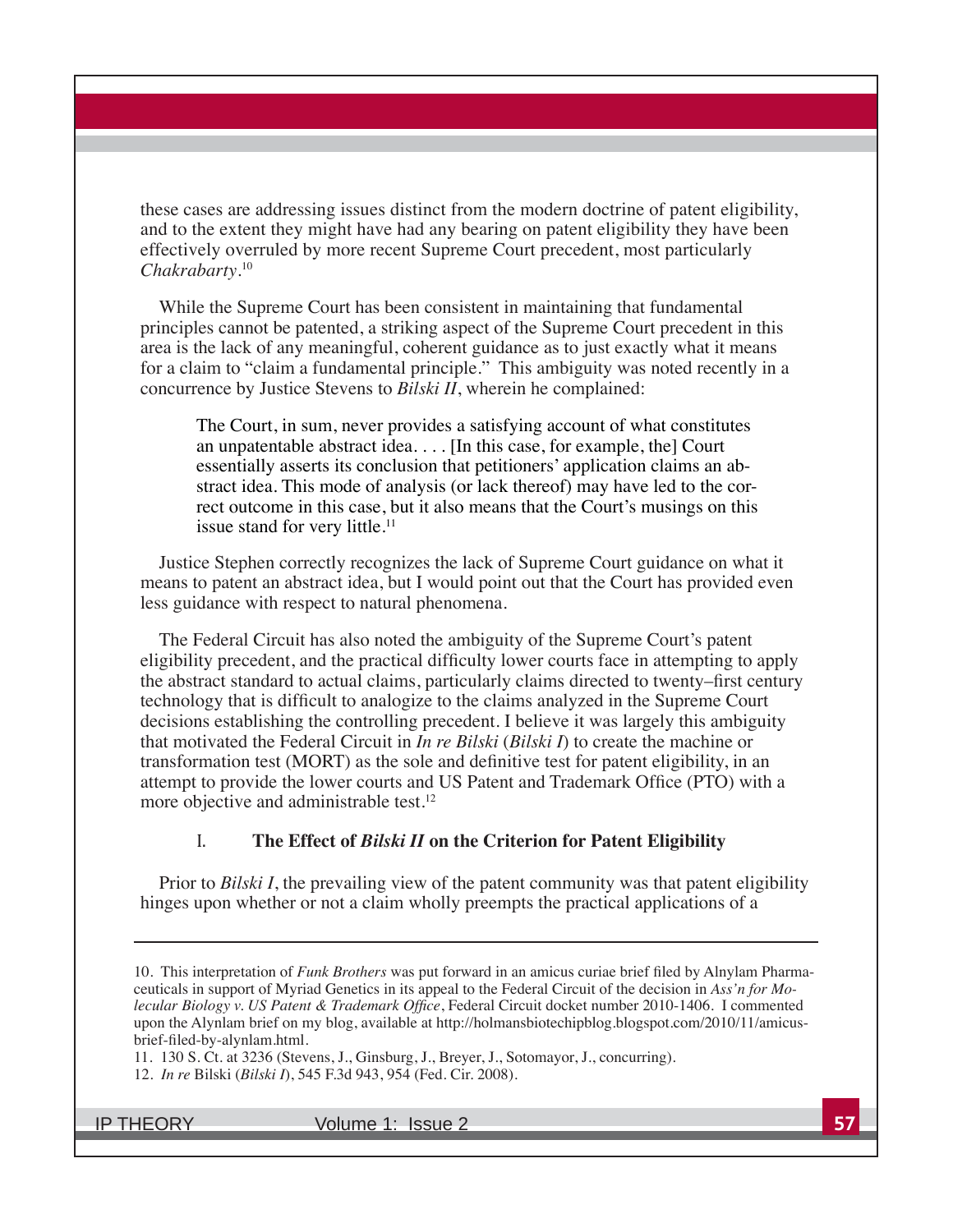these cases are addressing issues distinct from the modern doctrine of patent eligibility, and to the extent they might have had any bearing on patent eligibility they have been effectively overruled by more recent Supreme Court precedent, most particularly *Chakrabarty*.[10]

While the Supreme Court has been consistent in maintaining that fundamental principles cannot be patented, a striking aspect of the Supreme Court precedent in this area is the lack of any meaningful, coherent guidance as to just exactly what it means for a claim to "claim a fundamental principle." This ambiguity was noted recently in a concurrence by Justice Stevens to *Bilski II*, wherein he complained:

> The Court, in sum, never provides a satisfying account of what constitutes an unpatentable abstract idea. . . . [In this case, for example, the] Court essentially asserts its conclusion that petitioners' application claims an abstract idea. This mode of analysis (or lack thereof) may have led to the correct outcome in this case, but it also means that the Court's musings on this issue stand for very little.[11]

Justice Stephen correctly recognizes the lack of Supreme Court guidance on what it means to patent an abstract idea, but I would point out that the Court has provided even less guidance with respect to natural phenomena.

The Federal Circuit has also noted the ambiguity of the Supreme Court's patent eligibility precedent, and the practical difficulty lower courts face in attempting to apply the abstract standard to actual claims, particularly claims directed to twenty–first century technology that is difficult to analogize to the claims analyzed in the Supreme Court decisions establishing the controlling precedent. I believe it was largely this ambiguity that motivated the Federal Circuit in *In re Bilski* (*Bilski I*) to create the machine or transformation test (MORT) as the sole and definitive test for patent eligibility, in an attempt to provide the lower courts and US Patent and Trademark Office (PTO) with a more objective and administrable test.[12]

## I. The Effect of *Bilski II* on the Criterion for Patent Eligibility

Prior to *Bilski I*, the prevailing view of the patent community was that patent eligibility hinges upon whether or not a claim wholly preempts the practical applications of a

---

10. This interpretation of *Funk Brothers* was put forward in an amicus curiae brief filed by Alnylam Pharmaceuticals in support of Myriad Genetics in its appeal to the Federal Circuit of the decision in *Ass'n for Molecular Biology v. US Patent & Trademark Office*, Federal Circuit docket number 2010-1406. I commented upon the Alynlam brief on my blog, available at http://holmansbiotechipblog.blogspot.com/2010/11/amicus-brief-filed-by-alynlam.html.

11. 130 S. Ct. at 3236 (Stevens, J., Ginsburg, J., Breyer, J., Sotomayor, J., concurring).

12. *In re* Bilski (*Bilski I*), 545 F.3d 943, 954 (Fed. Cir. 2008).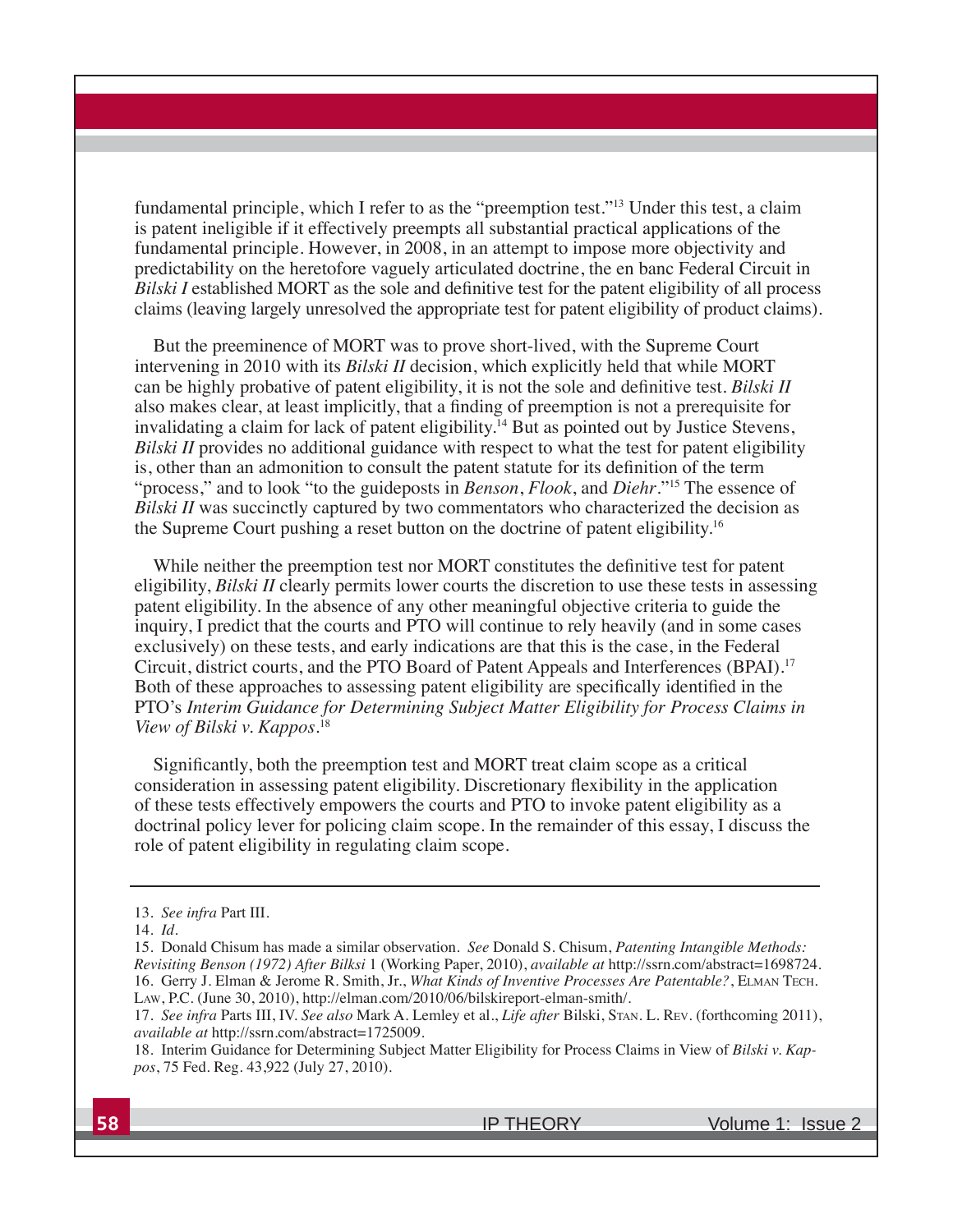fundamental principle, which I refer to as the "preemption test."[13] Under this test, a claim is patent ineligible if it effectively preempts all substantial practical applications of the fundamental principle. However, in 2008, in an attempt to impose more objectivity and predictability on the heretofore vaguely articulated doctrine, the en banc Federal Circuit in *Bilski I* established MORT as the sole and definitive test for the patent eligibility of all process claims (leaving largely unresolved the appropriate test for patent eligibility of product claims).

But the preeminence of MORT was to prove short-lived, with the Supreme Court intervening in 2010 with its *Bilski II* decision, which explicitly held that while MORT can be highly probative of patent eligibility, it is not the sole and definitive test. *Bilski II* also makes clear, at least implicitly, that a finding of preemption is not a prerequisite for invalidating a claim for lack of patent eligibility.[14] But as pointed out by Justice Stevens, *Bilski II* provides no additional guidance with respect to what the test for patent eligibility is, other than an admonition to consult the patent statute for its definition of the term "process," and to look "to the guideposts in *Benson*, *Flook*, and *Diehr*."[15] The essence of *Bilski II* was succinctly captured by two commentators who characterized the decision as the Supreme Court pushing a reset button on the doctrine of patent eligibility.[16]

While neither the preemption test nor MORT constitutes the definitive test for patent eligibility, *Bilski II* clearly permits lower courts the discretion to use these tests in assessing patent eligibility. In the absence of any other meaningful objective criteria to guide the inquiry, I predict that the courts and PTO will continue to rely heavily (and in some cases exclusively) on these tests, and early indications are that this is the case, in the Federal Circuit, district courts, and the PTO Board of Patent Appeals and Interferences (BPAI).[17] Both of these approaches to assessing patent eligibility are specifically identified in the PTO's *Interim Guidance for Determining Subject Matter Eligibility for Process Claims in View of Bilski v. Kappos*.[18]

Significantly, both the preemption test and MORT treat claim scope as a critical consideration in assessing patent eligibility. Discretionary flexibility in the application of these tests effectively empowers the courts and PTO to invoke patent eligibility as a doctrinal policy lever for policing claim scope. In the remainder of this essay, I discuss the role of patent eligibility in regulating claim scope.

---

13. *See infra* Part III.

14. *Id.*

15. Donald Chisum has made a similar observation. *See* Donald S. Chisum, *Patenting Intangible Methods: Revisiting Benson (1972) After Bilksi* 1 (Working Paper, 2010), *available at* http://ssrn.com/abstract=1698724.

16. Gerry J. Elman & Jerome R. Smith, Jr., *What Kinds of Inventive Processes Are Patentable?*, Elman Tech. Law, P.C. (June 30, 2010), http://elman.com/2010/06/bilskireport-elman-smith/.

17. *See infra* Parts III, IV. *See also* Mark A. Lemley et al., *Life after* Bilski, Stan. L. Rev. (forthcoming 2011), *available at* http://ssrn.com/abstract=1725009.

18. Interim Guidance for Determining Subject Matter Eligibility for Process Claims in View of *Bilski v. Kappos*, 75 Fed. Reg. 43,922 (July 27, 2010).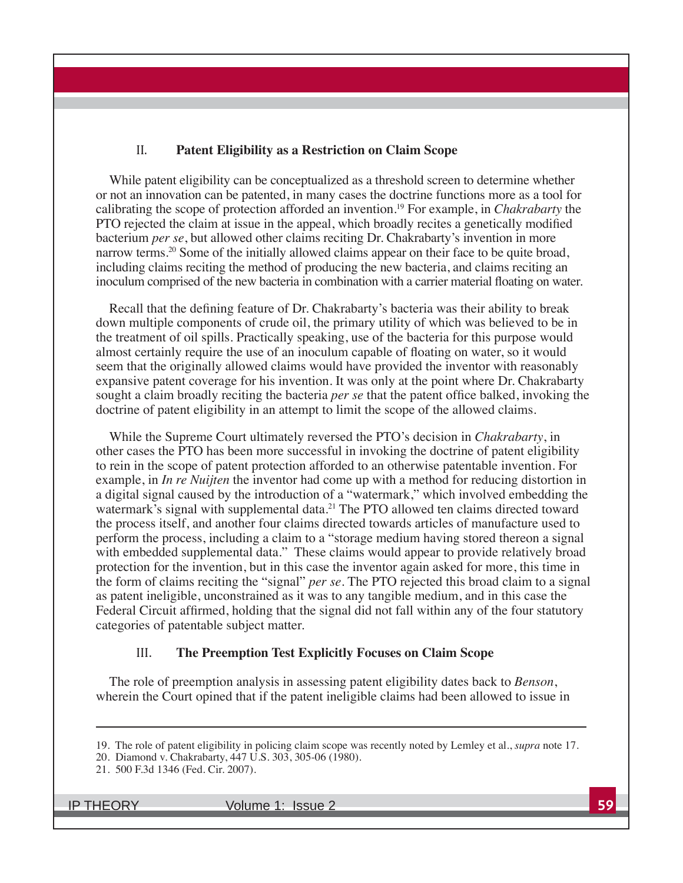## II. Patent Eligibility as a Restriction on Claim Scope

While patent eligibility can be conceptualized as a threshold screen to determine whether or not an innovation can be patented, in many cases the doctrine functions more as a tool for calibrating the scope of protection afforded an invention.[19] For example, in *Chakrabarty* the PTO rejected the claim at issue in the appeal, which broadly recites a genetically modified bacterium *per se*, but allowed other claims reciting Dr. Chakrabarty's invention in more narrow terms.[20] Some of the initially allowed claims appear on their face to be quite broad, including claims reciting the method of producing the new bacteria, and claims reciting an inoculum comprised of the new bacteria in combination with a carrier material floating on water.

Recall that the defining feature of Dr. Chakrabarty's bacteria was their ability to break down multiple components of crude oil, the primary utility of which was believed to be in the treatment of oil spills. Practically speaking, use of the bacteria for this purpose would almost certainly require the use of an inoculum capable of floating on water, so it would seem that the originally allowed claims would have provided the inventor with reasonably expansive patent coverage for his invention. It was only at the point where Dr. Chakrabarty sought a claim broadly reciting the bacteria *per se* that the patent office balked, invoking the doctrine of patent eligibility in an attempt to limit the scope of the allowed claims.

While the Supreme Court ultimately reversed the PTO's decision in *Chakrabarty*, in other cases the PTO has been more successful in invoking the doctrine of patent eligibility to rein in the scope of patent protection afforded to an otherwise patentable invention. For example, in *In re Nuijten* the inventor had come up with a method for reducing distortion in a digital signal caused by the introduction of a "watermark," which involved embedding the watermark's signal with supplemental data.[21] The PTO allowed ten claims directed toward the process itself, and another four claims directed towards articles of manufacture used to perform the process, including a claim to a "storage medium having stored thereon a signal with embedded supplemental data." These claims would appear to provide relatively broad protection for the invention, but in this case the inventor again asked for more, this time in the form of claims reciting the "signal" *per se*. The PTO rejected this broad claim to a signal as patent ineligible, unconstrained as it was to any tangible medium, and in this case the Federal Circuit affirmed, holding that the signal did not fall within any of the four statutory categories of patentable subject matter.

## III. The Preemption Test Explicitly Focuses on Claim Scope

The role of preemption analysis in assessing patent eligibility dates back to *Benson*, wherein the Court opined that if the patent ineligible claims had been allowed to issue in

---

19. The role of patent eligibility in policing claim scope was recently noted by Lemley et al., *supra* note 17.
20. Diamond v. Chakrabarty, 447 U.S. 303, 305-06 (1980).
21. 500 F.3d 1346 (Fed. Cir. 2007).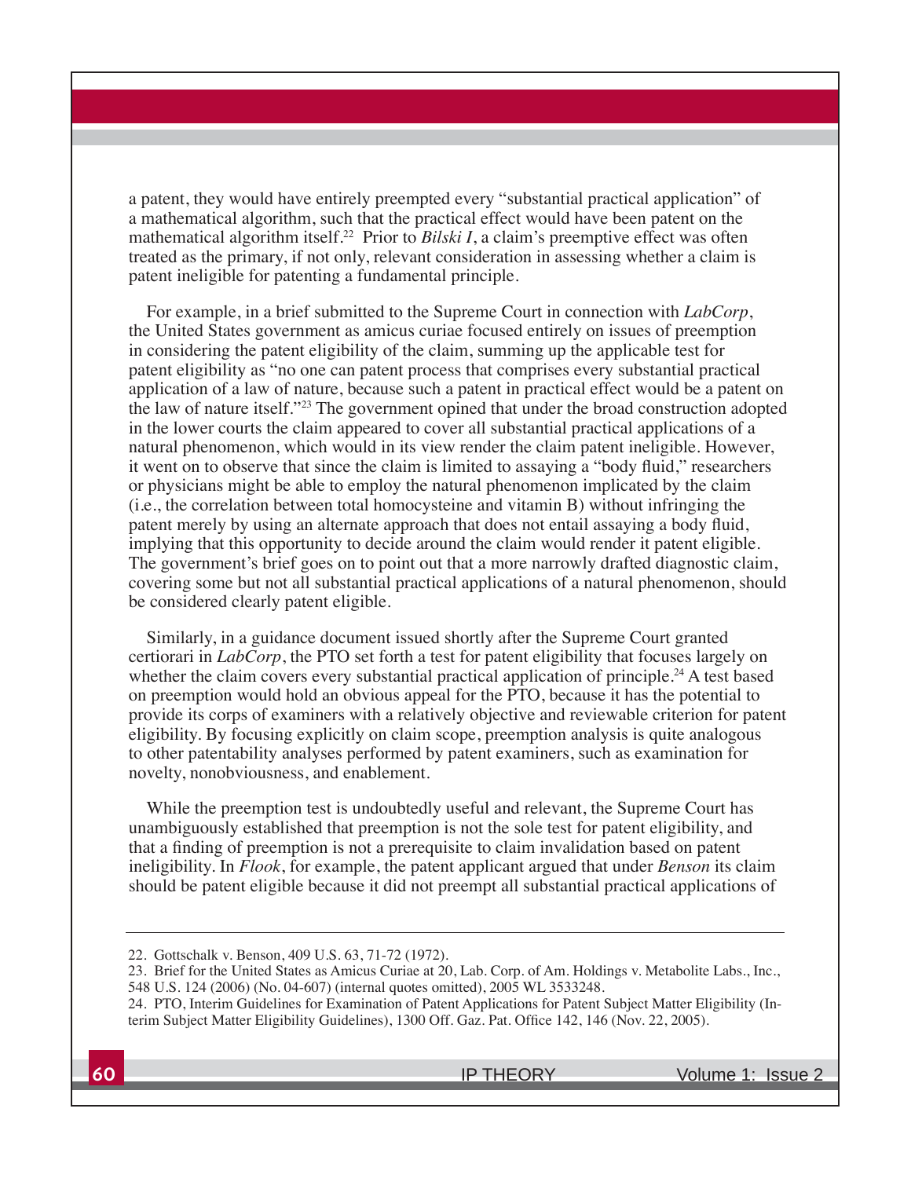a patent, they would have entirely preempted every "substantial practical application" of a mathematical algorithm, such that the practical effect would have been patent on the mathematical algorithm itself.[22] Prior to *Bilski I*, a claim's preemptive effect was often treated as the primary, if not only, relevant consideration in assessing whether a claim is patent ineligible for patenting a fundamental principle.

For example, in a brief submitted to the Supreme Court in connection with *LabCorp*, the United States government as amicus curiae focused entirely on issues of preemption in considering the patent eligibility of the claim, summing up the applicable test for patent eligibility as "no one can patent process that comprises every substantial practical application of a law of nature, because such a patent in practical effect would be a patent on the law of nature itself."[23] The government opined that under the broad construction adopted in the lower courts the claim appeared to cover all substantial practical applications of a natural phenomenon, which would in its view render the claim patent ineligible. However, it went on to observe that since the claim is limited to assaying a "body fluid," researchers or physicians might be able to employ the natural phenomenon implicated by the claim (i.e., the correlation between total homocysteine and vitamin B) without infringing the patent merely by using an alternate approach that does not entail assaying a body fluid, implying that this opportunity to decide around the claim would render it patent eligible. The government's brief goes on to point out that a more narrowly drafted diagnostic claim, covering some but not all substantial practical applications of a natural phenomenon, should be considered clearly patent eligible.

Similarly, in a guidance document issued shortly after the Supreme Court granted certiorari in *LabCorp*, the PTO set forth a test for patent eligibility that focuses largely on whether the claim covers every substantial practical application of principle.[24] A test based on preemption would hold an obvious appeal for the PTO, because it has the potential to provide its corps of examiners with a relatively objective and reviewable criterion for patent eligibility. By focusing explicitly on claim scope, preemption analysis is quite analogous to other patentability analyses performed by patent examiners, such as examination for novelty, nonobviousness, and enablement.

While the preemption test is undoubtedly useful and relevant, the Supreme Court has unambiguously established that preemption is not the sole test for patent eligibility, and that a finding of preemption is not a prerequisite to claim invalidation based on patent ineligibility. In *Flook*, for example, the patent applicant argued that under *Benson* its claim should be patent eligible because it did not preempt all substantial practical applications of

---

22. Gottschalk v. Benson, 409 U.S. 63, 71-72 (1972).

23. Brief for the United States as Amicus Curiae at 20, Lab. Corp. of Am. Holdings v. Metabolite Labs., Inc., 548 U.S. 124 (2006) (No. 04-607) (internal quotes omitted), 2005 WL 3533248.

24. PTO, Interim Guidelines for Examination of Patent Applications for Patent Subject Matter Eligibility (Interim Subject Matter Eligibility Guidelines), 1300 Off. Gaz. Pat. Office 142, 146 (Nov. 22, 2005).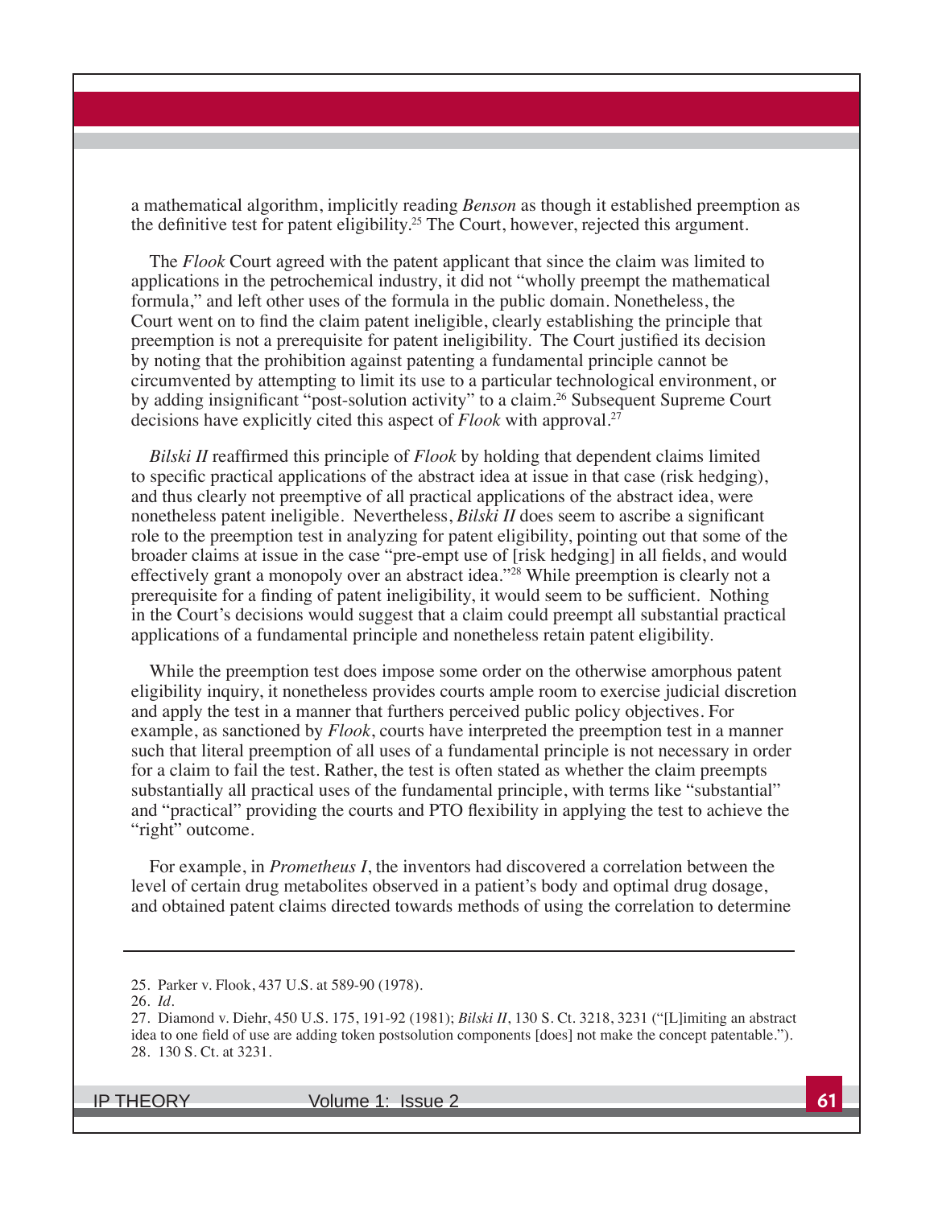a mathematical algorithm, implicitly reading *Benson* as though it established preemption as the definitive test for patent eligibility.[25] The Court, however, rejected this argument.

The *Flook* Court agreed with the patent applicant that since the claim was limited to applications in the petrochemical industry, it did not "wholly preempt the mathematical formula," and left other uses of the formula in the public domain. Nonetheless, the Court went on to find the claim patent ineligible, clearly establishing the principle that preemption is not a prerequisite for patent ineligibility. The Court justified its decision by noting that the prohibition against patenting a fundamental principle cannot be circumvented by attempting to limit its use to a particular technological environment, or by adding insignificant "post-solution activity" to a claim.[26] Subsequent Supreme Court decisions have explicitly cited this aspect of *Flook* with approval.[27]

*Bilski II* reaffirmed this principle of *Flook* by holding that dependent claims limited to specific practical applications of the abstract idea at issue in that case (risk hedging), and thus clearly not preemptive of all practical applications of the abstract idea, were nonetheless patent ineligible. Nevertheless, *Bilski II* does seem to ascribe a significant role to the preemption test in analyzing for patent eligibility, pointing out that some of the broader claims at issue in the case "pre-empt use of [risk hedging] in all fields, and would effectively grant a monopoly over an abstract idea."[28] While preemption is clearly not a prerequisite for a finding of patent ineligibility, it would seem to be sufficient. Nothing in the Court's decisions would suggest that a claim could preempt all substantial practical applications of a fundamental principle and nonetheless retain patent eligibility.

While the preemption test does impose some order on the otherwise amorphous patent eligibility inquiry, it nonetheless provides courts ample room to exercise judicial discretion and apply the test in a manner that furthers perceived public policy objectives. For example, as sanctioned by *Flook*, courts have interpreted the preemption test in a manner such that literal preemption of all uses of a fundamental principle is not necessary in order for a claim to fail the test. Rather, the test is often stated as whether the claim preempts substantially all practical uses of the fundamental principle, with terms like "substantial" and "practical" providing the courts and PTO flexibility in applying the test to achieve the "right" outcome.

For example, in *Prometheus I*, the inventors had discovered a correlation between the level of certain drug metabolites observed in a patient's body and optimal drug dosage, and obtained patent claims directed towards methods of using the correlation to determine

---

25. Parker v. Flook, 437 U.S. at 589-90 (1978).
26. *Id*.
27. Diamond v. Diehr, 450 U.S. 175, 191-92 (1981); *Bilski II*, 130 S. Ct. 3218, 3231 ("[L]imiting an abstract idea to one field of use are adding token postsolution components [does] not make the concept patentable.").
28. 130 S. Ct. at 3231.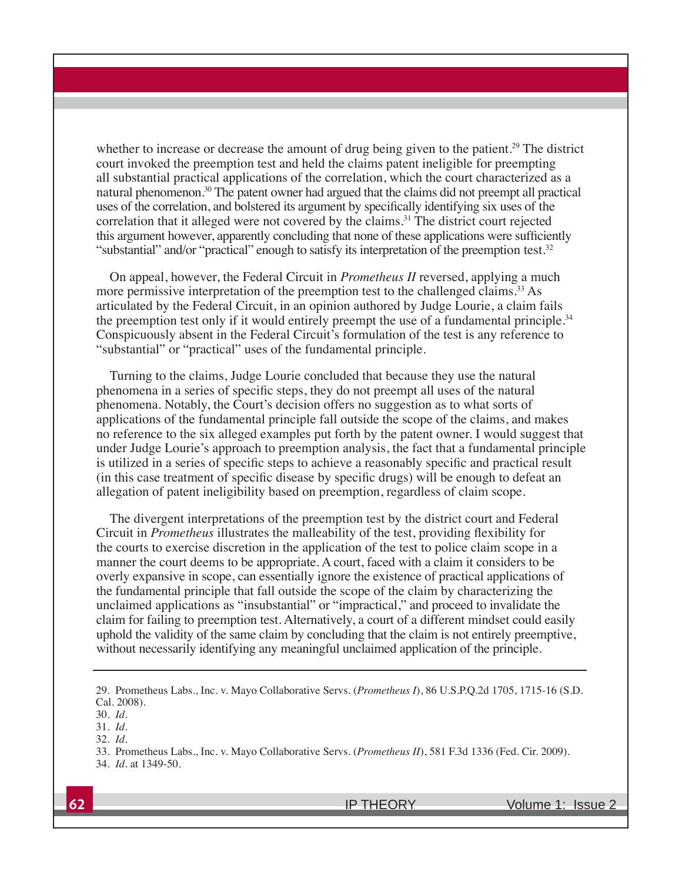whether to increase or decrease the amount of drug being given to the patient.[29] The district court invoked the preemption test and held the claims patent ineligible for preempting all substantial practical applications of the correlation, which the court characterized as a natural phenomenon.[30] The patent owner had argued that the claims did not preempt all practical uses of the correlation, and bolstered its argument by specifically identifying six uses of the correlation that it alleged were not covered by the claims.[31] The district court rejected this argument however, apparently concluding that none of these applications were sufficiently "substantial" and/or "practical" enough to satisfy its interpretation of the preemption test.[32]

On appeal, however, the Federal Circuit in *Prometheus II* reversed, applying a much more permissive interpretation of the preemption test to the challenged claims.[33] As articulated by the Federal Circuit, in an opinion authored by Judge Lourie, a claim fails the preemption test only if it would entirely preempt the use of a fundamental principle.[34] Conspicuously absent in the Federal Circuit's formulation of the test is any reference to "substantial" or "practical" uses of the fundamental principle.

Turning to the claims, Judge Lourie concluded that because they use the natural phenomena in a series of specific steps, they do not preempt all uses of the natural phenomena. Notably, the Court's decision offers no suggestion as to what sorts of applications of the fundamental principle fall outside the scope of the claims, and makes no reference to the six alleged examples put forth by the patent owner. I would suggest that under Judge Lourie's approach to preemption analysis, the fact that a fundamental principle is utilized in a series of specific steps to achieve a reasonably specific and practical result (in this case treatment of specific disease by specific drugs) will be enough to defeat an allegation of patent ineligibility based on preemption, regardless of claim scope.

The divergent interpretations of the preemption test by the district court and Federal Circuit in *Prometheus* illustrates the malleability of the test, providing flexibility for the courts to exercise discretion in the application of the test to police claim scope in a manner the court deems to be appropriate. A court, faced with a claim it considers to be overly expansive in scope, can essentially ignore the existence of practical applications of the fundamental principle that fall outside the scope of the claim by characterizing the unclaimed applications as "insubstantial" or "impractical," and proceed to invalidate the claim for failing to preemption test. Alternatively, a court of a different mindset could easily uphold the validity of the same claim by concluding that the claim is not entirely preemptive, without necessarily identifying any meaningful unclaimed application of the principle.

---

29. Prometheus Labs., Inc. v. Mayo Collaborative Servs. (*Prometheus I*), 86 U.S.P.Q.2d 1705, 1715-16 (S.D. Cal. 2008).
30. *Id.*
31. *Id.*
32. *Id.*
33. Prometheus Labs., Inc. v. Mayo Collaborative Servs. (*Prometheus II*), 581 F.3d 1336 (Fed. Cir. 2009).
34. *Id.* at 1349-50.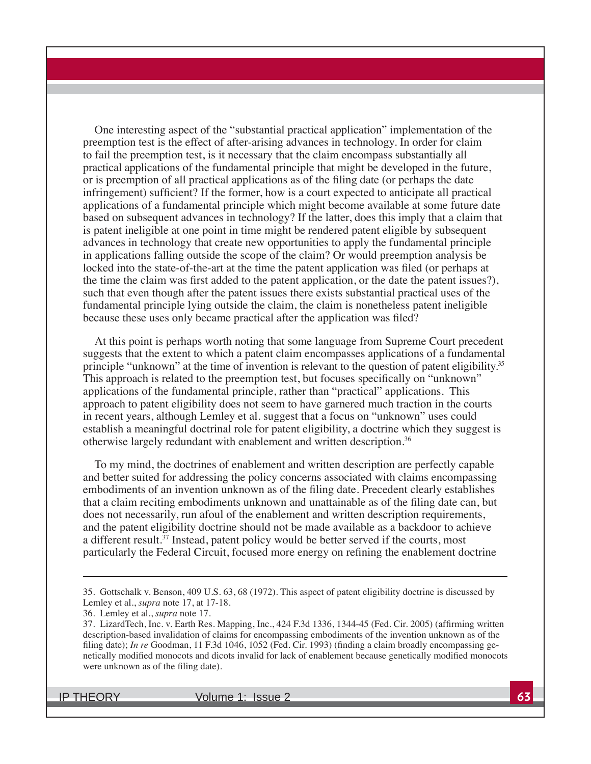One interesting aspect of the "substantial practical application" implementation of the preemption test is the effect of after-arising advances in technology. In order for claim to fail the preemption test, is it necessary that the claim encompass substantially all practical applications of the fundamental principle that might be developed in the future, or is preemption of all practical applications as of the filing date (or perhaps the date infringement) sufficient? If the former, how is a court expected to anticipate all practical applications of a fundamental principle which might become available at some future date based on subsequent advances in technology? If the latter, does this imply that a claim that is patent ineligible at one point in time might be rendered patent eligible by subsequent advances in technology that create new opportunities to apply the fundamental principle in applications falling outside the scope of the claim? Or would preemption analysis be locked into the state-of-the-art at the time the patent application was filed (or perhaps at the time the claim was first added to the patent application, or the date the patent issues?), such that even though after the patent issues there exists substantial practical uses of the fundamental principle lying outside the claim, the claim is nonetheless patent ineligible because these uses only became practical after the application was filed?

At this point is perhaps worth noting that some language from Supreme Court precedent suggests that the extent to which a patent claim encompasses applications of a fundamental principle "unknown" at the time of invention is relevant to the question of patent eligibility.[35] This approach is related to the preemption test, but focuses specifically on "unknown" applications of the fundamental principle, rather than "practical" applications. This approach to patent eligibility does not seem to have garnered much traction in the courts in recent years, although Lemley et al. suggest that a focus on "unknown" uses could establish a meaningful doctrinal role for patent eligibility, a doctrine which they suggest is otherwise largely redundant with enablement and written description.[36]

To my mind, the doctrines of enablement and written description are perfectly capable and better suited for addressing the policy concerns associated with claims encompassing embodiments of an invention unknown as of the filing date. Precedent clearly establishes that a claim reciting embodiments unknown and unattainable as of the filing date can, but does not necessarily, run afoul of the enablement and written description requirements, and the patent eligibility doctrine should not be made available as a backdoor to achieve a different result.[37] Instead, patent policy would be better served if the courts, most particularly the Federal Circuit, focused more energy on refining the enablement doctrine

---

35. Gottschalk v. Benson, 409 U.S. 63, 68 (1972). This aspect of patent eligibility doctrine is discussed by Lemley et al., *supra* note 17, at 17-18.

36. Lemley et al., *supra* note 17.

37. LizardTech, Inc. v. Earth Res. Mapping, Inc., 424 F.3d 1336, 1344-45 (Fed. Cir. 2005) (affirming written description-based invalidation of claims for encompassing embodiments of the invention unknown as of the filing date); *In re* Goodman, 11 F.3d 1046, 1052 (Fed. Cir. 1993) (finding a claim broadly encompassing genetically modified monocots and dicots invalid for lack of enablement because genetically modified monocots were unknown as of the filing date).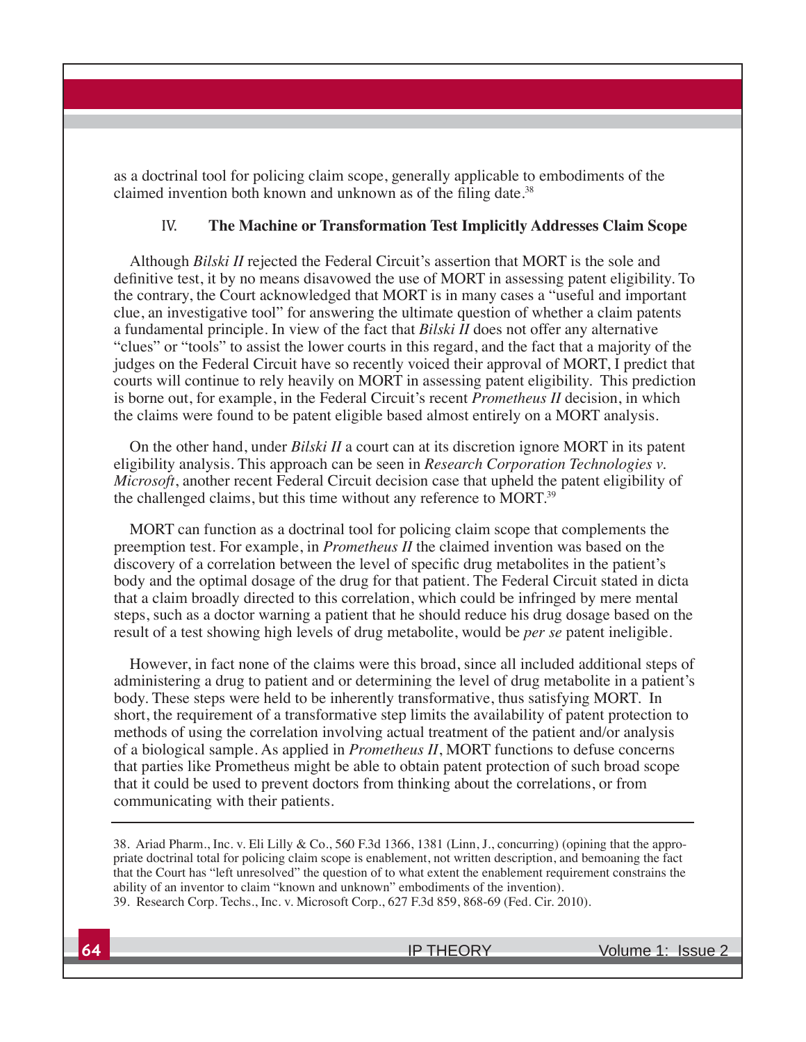as a doctrinal tool for policing claim scope, generally applicable to embodiments of the claimed invention both known and unknown as of the filing date.[38]

## IV. The Machine or Transformation Test Implicitly Addresses Claim Scope

Although *Bilski II* rejected the Federal Circuit's assertion that MORT is the sole and definitive test, it by no means disavowed the use of MORT in assessing patent eligibility. To the contrary, the Court acknowledged that MORT is in many cases a "useful and important clue, an investigative tool" for answering the ultimate question of whether a claim patents a fundamental principle. In view of the fact that *Bilski II* does not offer any alternative "clues" or "tools" to assist the lower courts in this regard, and the fact that a majority of the judges on the Federal Circuit have so recently voiced their approval of MORT, I predict that courts will continue to rely heavily on MORT in assessing patent eligibility. This prediction is borne out, for example, in the Federal Circuit's recent *Prometheus II* decision, in which the claims were found to be patent eligible based almost entirely on a MORT analysis.

On the other hand, under *Bilski II* a court can at its discretion ignore MORT in its patent eligibility analysis. This approach can be seen in *Research Corporation Technologies v. Microsoft*, another recent Federal Circuit decision case that upheld the patent eligibility of the challenged claims, but this time without any reference to MORT.[39]

MORT can function as a doctrinal tool for policing claim scope that complements the preemption test. For example, in *Prometheus II* the claimed invention was based on the discovery of a correlation between the level of specific drug metabolites in the patient's body and the optimal dosage of the drug for that patient. The Federal Circuit stated in dicta that a claim broadly directed to this correlation, which could be infringed by mere mental steps, such as a doctor warning a patient that he should reduce his drug dosage based on the result of a test showing high levels of drug metabolite, would be *per se* patent ineligible.

However, in fact none of the claims were this broad, since all included additional steps of administering a drug to patient and or determining the level of drug metabolite in a patient's body. These steps were held to be inherently transformative, thus satisfying MORT. In short, the requirement of a transformative step limits the availability of patent protection to methods of using the correlation involving actual treatment of the patient and/or analysis of a biological sample. As applied in *Prometheus II*, MORT functions to defuse concerns that parties like Prometheus might be able to obtain patent protection of such broad scope that it could be used to prevent doctors from thinking about the correlations, or from communicating with their patients.

---

38. Ariad Pharm., Inc. v. Eli Lilly & Co., 560 F.3d 1366, 1381 (Linn, J., concurring) (opining that the appropriate doctrinal total for policing claim scope is enablement, not written description, and bemoaning the fact that the Court has "left unresolved" the question of to what extent the enablement requirement constrains the ability of an inventor to claim "known and unknown" embodiments of the invention).

39. Research Corp. Techs., Inc. v. Microsoft Corp., 627 F.3d 859, 868-69 (Fed. Cir. 2010).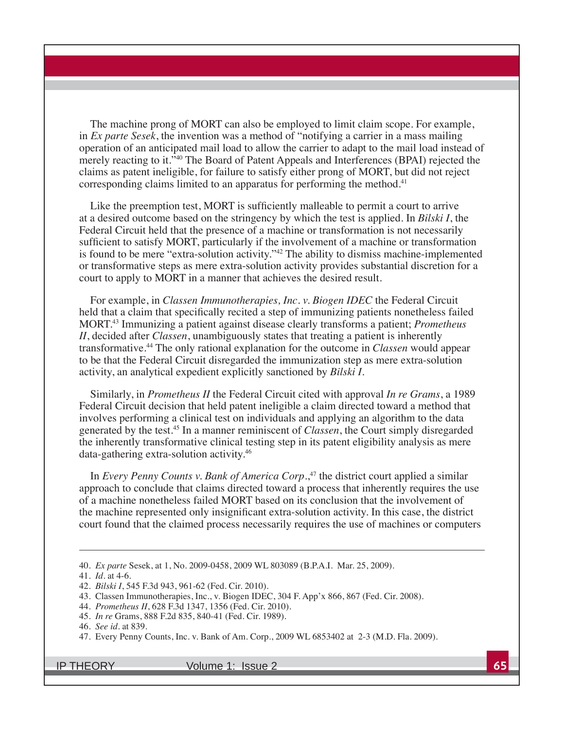The machine prong of MORT can also be employed to limit claim scope. For example, in *Ex parte Sesek*, the invention was a method of "notifying a carrier in a mass mailing operation of an anticipated mail load to allow the carrier to adapt to the mail load instead of merely reacting to it."[40] The Board of Patent Appeals and Interferences (BPAI) rejected the claims as patent ineligible, for failure to satisfy either prong of MORT, but did not reject corresponding claims limited to an apparatus for performing the method.[41]

Like the preemption test, MORT is sufficiently malleable to permit a court to arrive at a desired outcome based on the stringency by which the test is applied. In *Bilski I*, the Federal Circuit held that the presence of a machine or transformation is not necessarily sufficient to satisfy MORT, particularly if the involvement of a machine or transformation is found to be mere "extra-solution activity."[42] The ability to dismiss machine-implemented or transformative steps as mere extra-solution activity provides substantial discretion for a court to apply to MORT in a manner that achieves the desired result.

For example, in *Classen Immunotherapies, Inc. v. Biogen IDEC* the Federal Circuit held that a claim that specifically recited a step of immunizing patients nonetheless failed MORT.[43] Immunizing a patient against disease clearly transforms a patient; *Prometheus II*, decided after *Classen*, unambiguously states that treating a patient is inherently transformative.[44] The only rational explanation for the outcome in *Classen* would appear to be that the Federal Circuit disregarded the immunization step as mere extra-solution activity, an analytical expedient explicitly sanctioned by *Bilski I*.

Similarly, in *Prometheus II* the Federal Circuit cited with approval *In re Grams*, a 1989 Federal Circuit decision that held patent ineligible a claim directed toward a method that involves performing a clinical test on individuals and applying an algorithm to the data generated by the test.[45] In a manner reminiscent of *Classen*, the Court simply disregarded the inherently transformative clinical testing step in its patent eligibility analysis as mere data-gathering extra-solution activity.[46]

In *Every Penny Counts v. Bank of America Corp.*,[47] the district court applied a similar approach to conclude that claims directed toward a process that inherently requires the use of a machine nonetheless failed MORT based on its conclusion that the involvement of the machine represented only insignificant extra-solution activity. In this case, the district court found that the claimed process necessarily requires the use of machines or computers

---

40. *Ex parte* Sesek, at 1, No. 2009-0458, 2009 WL 803089 (B.P.A.I. Mar. 25, 2009).
41. *Id.* at 4-6.
42. *Bilski I*, 545 F.3d 943, 961-62 (Fed. Cir. 2010).
43. Classen Immunotherapies, Inc., v. Biogen IDEC, 304 F. App'x 866, 867 (Fed. Cir. 2008).
44. *Prometheus II*, 628 F.3d 1347, 1356 (Fed. Cir. 2010).
45. *In re* Grams, 888 F.2d 835, 840-41 (Fed. Cir. 1989).
46. *See id.* at 839.
47. Every Penny Counts, Inc. v. Bank of Am. Corp., 2009 WL 6853402 at 2-3 (M.D. Fla. 2009).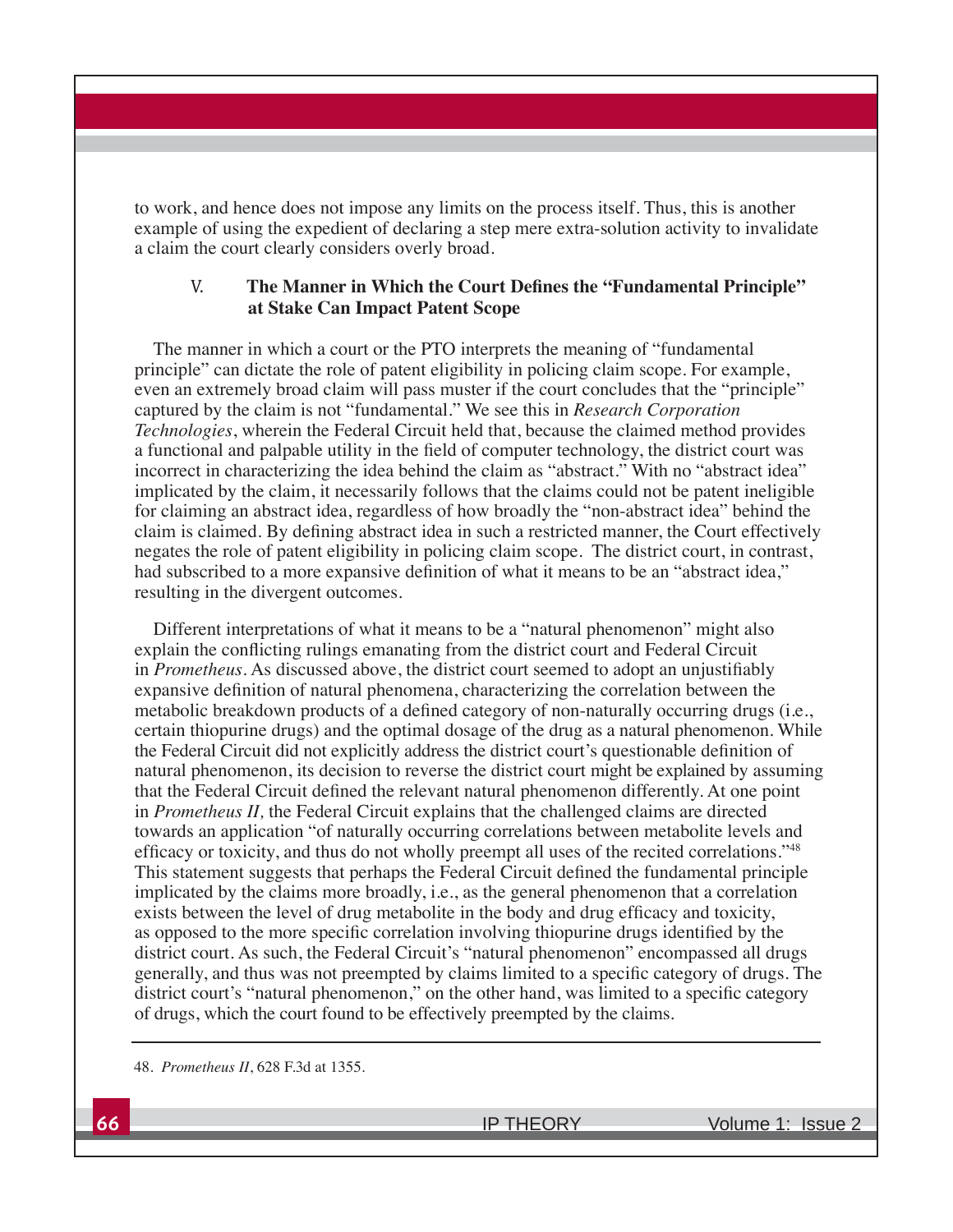to work, and hence does not impose any limits on the process itself. Thus, this is another example of using the expedient of declaring a step mere extra-solution activity to invalidate a claim the court clearly considers overly broad.

## V. The Manner in Which the Court Defines the "Fundamental Principle" at Stake Can Impact Patent Scope

The manner in which a court or the PTO interprets the meaning of "fundamental principle" can dictate the role of patent eligibility in policing claim scope. For example, even an extremely broad claim will pass muster if the court concludes that the "principle" captured by the claim is not "fundamental." We see this in *Research Corporation Technologies*, wherein the Federal Circuit held that, because the claimed method provides a functional and palpable utility in the field of computer technology, the district court was incorrect in characterizing the idea behind the claim as "abstract." With no "abstract idea" implicated by the claim, it necessarily follows that the claims could not be patent ineligible for claiming an abstract idea, regardless of how broadly the "non-abstract idea" behind the claim is claimed. By defining abstract idea in such a restricted manner, the Court effectively negates the role of patent eligibility in policing claim scope. The district court, in contrast, had subscribed to a more expansive definition of what it means to be an "abstract idea," resulting in the divergent outcomes.

Different interpretations of what it means to be a "natural phenomenon" might also explain the conflicting rulings emanating from the district court and Federal Circuit in *Prometheus*. As discussed above, the district court seemed to adopt an unjustifiably expansive definition of natural phenomena, characterizing the correlation between the metabolic breakdown products of a defined category of non-naturally occurring drugs (i.e., certain thiopurine drugs) and the optimal dosage of the drug as a natural phenomenon. While the Federal Circuit did not explicitly address the district court's questionable definition of natural phenomenon, its decision to reverse the district court might be explained by assuming that the Federal Circuit defined the relevant natural phenomenon differently. At one point in *Prometheus II,* the Federal Circuit explains that the challenged claims are directed towards an application "of naturally occurring correlations between metabolite levels and efficacy or toxicity, and thus do not wholly preempt all uses of the recited correlations."[48] This statement suggests that perhaps the Federal Circuit defined the fundamental principle implicated by the claims more broadly, i.e., as the general phenomenon that a correlation exists between the level of drug metabolite in the body and drug efficacy and toxicity, as opposed to the more specific correlation involving thiopurine drugs identified by the district court. As such, the Federal Circuit's "natural phenomenon" encompassed all drugs generally, and thus was not preempted by claims limited to a specific category of drugs. The district court's "natural phenomenon," on the other hand, was limited to a specific category of drugs, which the court found to be effectively preempted by the claims.

---

48. *Prometheus II*, 628 F.3d at 1355.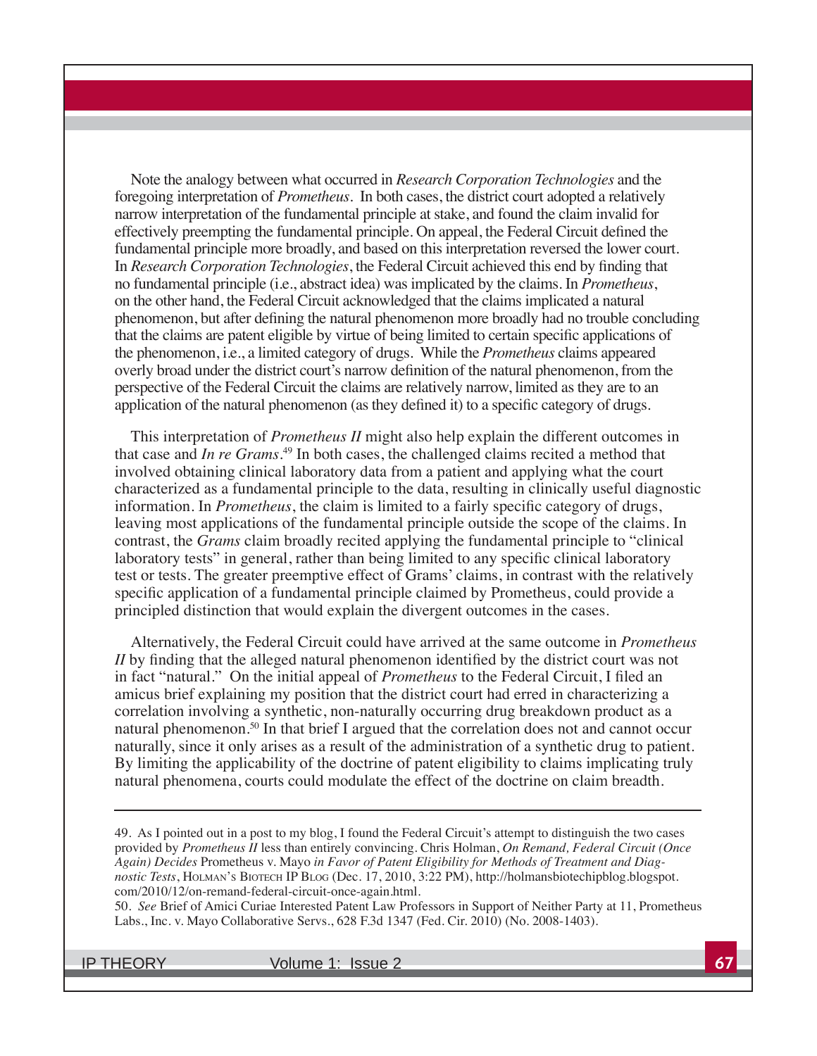Note the analogy between what occurred in *Research Corporation Technologies* and the foregoing interpretation of *Prometheus*. In both cases, the district court adopted a relatively narrow interpretation of the fundamental principle at stake, and found the claim invalid for effectively preempting the fundamental principle. On appeal, the Federal Circuit defined the fundamental principle more broadly, and based on this interpretation reversed the lower court. In *Research Corporation Technologies*, the Federal Circuit achieved this end by finding that no fundamental principle (i.e., abstract idea) was implicated by the claims. In *Prometheus*, on the other hand, the Federal Circuit acknowledged that the claims implicated a natural phenomenon, but after defining the natural phenomenon more broadly had no trouble concluding that the claims are patent eligible by virtue of being limited to certain specific applications of the phenomenon, i.e., a limited category of drugs. While the *Prometheus* claims appeared overly broad under the district court's narrow definition of the natural phenomenon, from the perspective of the Federal Circuit the claims are relatively narrow, limited as they are to an application of the natural phenomenon (as they defined it) to a specific category of drugs.

This interpretation of *Prometheus II* might also help explain the different outcomes in that case and *In re Grams*.[49] In both cases, the challenged claims recited a method that involved obtaining clinical laboratory data from a patient and applying what the court characterized as a fundamental principle to the data, resulting in clinically useful diagnostic information. In *Prometheus*, the claim is limited to a fairly specific category of drugs, leaving most applications of the fundamental principle outside the scope of the claims. In contrast, the *Grams* claim broadly recited applying the fundamental principle to "clinical laboratory tests" in general, rather than being limited to any specific clinical laboratory test or tests. The greater preemptive effect of Grams' claims, in contrast with the relatively specific application of a fundamental principle claimed by Prometheus, could provide a principled distinction that would explain the divergent outcomes in the cases.

Alternatively, the Federal Circuit could have arrived at the same outcome in *Prometheus II* by finding that the alleged natural phenomenon identified by the district court was not in fact "natural." On the initial appeal of *Prometheus* to the Federal Circuit, I filed an amicus brief explaining my position that the district court had erred in characterizing a correlation involving a synthetic, non-naturally occurring drug breakdown product as a natural phenomenon.[50] In that brief I argued that the correlation does not and cannot occur naturally, since it only arises as a result of the administration of a synthetic drug to patient. By limiting the applicability of the doctrine of patent eligibility to claims implicating truly natural phenomena, courts could modulate the effect of the doctrine on claim breadth.

---

49. As I pointed out in a post to my blog, I found the Federal Circuit's attempt to distinguish the two cases provided by *Prometheus II* less than entirely convincing. Chris Holman, *On Remand, Federal Circuit (Once Again) Decides* Prometheus v. Mayo *in Favor of Patent Eligibility for Methods of Treatment and Diagnostic Tests*, Holman's Biotech IP Blog (Dec. 17, 2010, 3:22 PM), http://holmansbiotechipblog.blogspot.com/2010/12/on-remand-federal-circuit-once-again.html.

50. *See* Brief of Amici Curiae Interested Patent Law Professors in Support of Neither Party at 11, Prometheus Labs., Inc. v. Mayo Collaborative Servs., 628 F.3d 1347 (Fed. Cir. 2010) (No. 2008-1403).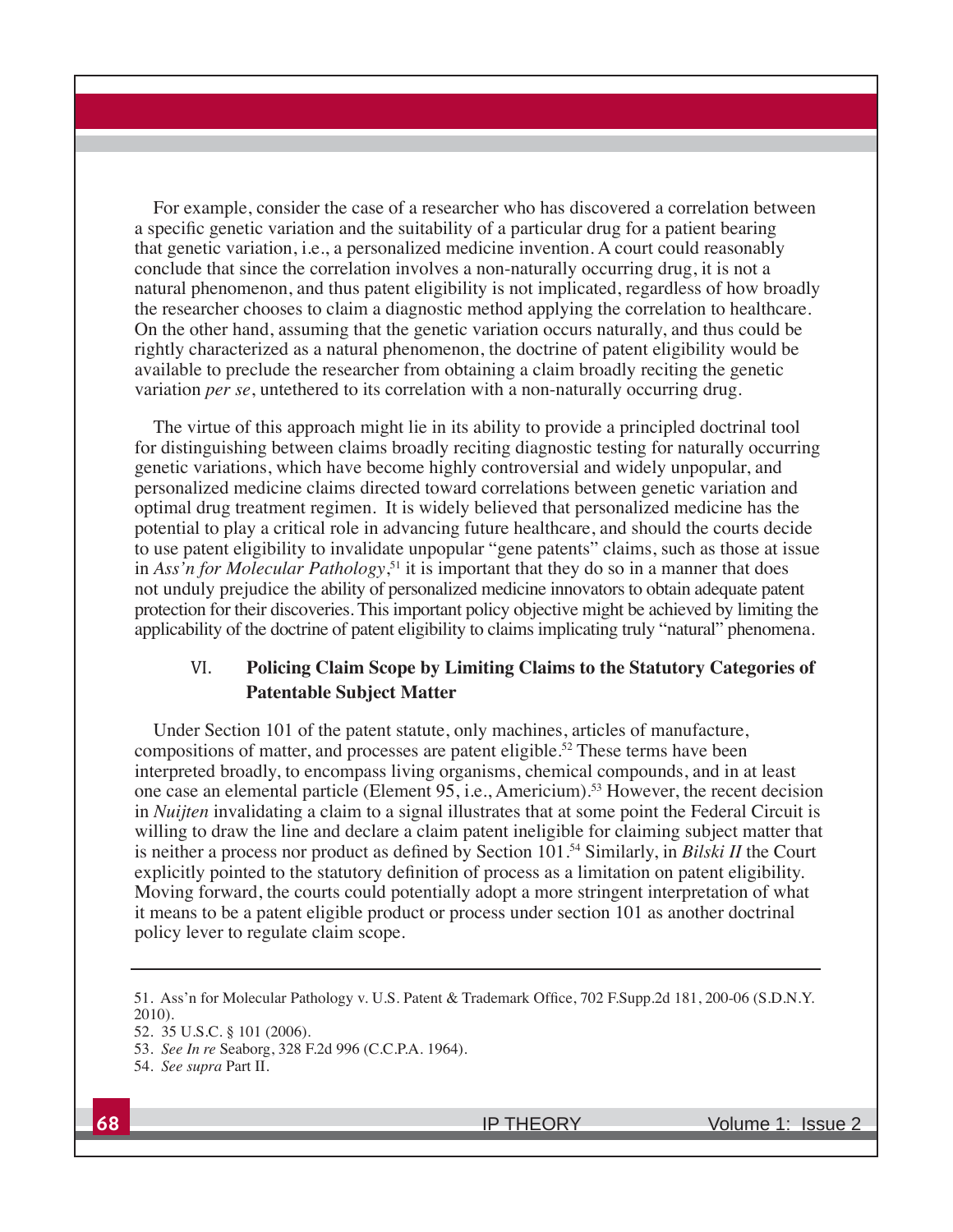For example, consider the case of a researcher who has discovered a correlation between a specific genetic variation and the suitability of a particular drug for a patient bearing that genetic variation, i.e., a personalized medicine invention. A court could reasonably conclude that since the correlation involves a non-naturally occurring drug, it is not a natural phenomenon, and thus patent eligibility is not implicated, regardless of how broadly the researcher chooses to claim a diagnostic method applying the correlation to healthcare. On the other hand, assuming that the genetic variation occurs naturally, and thus could be rightly characterized as a natural phenomenon, the doctrine of patent eligibility would be available to preclude the researcher from obtaining a claim broadly reciting the genetic variation *per se*, untethered to its correlation with a non-naturally occurring drug.

The virtue of this approach might lie in its ability to provide a principled doctrinal tool for distinguishing between claims broadly reciting diagnostic testing for naturally occurring genetic variations, which have become highly controversial and widely unpopular, and personalized medicine claims directed toward correlations between genetic variation and optimal drug treatment regimen. It is widely believed that personalized medicine has the potential to play a critical role in advancing future healthcare, and should the courts decide to use patent eligibility to invalidate unpopular "gene patents" claims, such as those at issue in *Ass'n for Molecular Pathology*,[51] it is important that they do so in a manner that does not unduly prejudice the ability of personalized medicine innovators to obtain adequate patent protection for their discoveries. This important policy objective might be achieved by limiting the applicability of the doctrine of patent eligibility to claims implicating truly "natural" phenomena.

## VI. Policing Claim Scope by Limiting Claims to the Statutory Categories of Patentable Subject Matter

Under Section 101 of the patent statute, only machines, articles of manufacture, compositions of matter, and processes are patent eligible.[52] These terms have been interpreted broadly, to encompass living organisms, chemical compounds, and in at least one case an elemental particle (Element 95, i.e., Americium).[53] However, the recent decision in *Nuijten* invalidating a claim to a signal illustrates that at some point the Federal Circuit is willing to draw the line and declare a claim patent ineligible for claiming subject matter that is neither a process nor product as defined by Section 101.[54] Similarly, in *Bilski II* the Court explicitly pointed to the statutory definition of process as a limitation on patent eligibility. Moving forward, the courts could potentially adopt a more stringent interpretation of what it means to be a patent eligible product or process under section 101 as another doctrinal policy lever to regulate claim scope.

---

51. Ass'n for Molecular Pathology v. U.S. Patent & Trademark Office, 702 F.Supp.2d 181, 200-06 (S.D.N.Y. 2010).

52. 35 U.S.C. § 101 (2006).

53. *See In re* Seaborg, 328 F.2d 996 (C.C.P.A. 1964).

54. *See supra* Part II.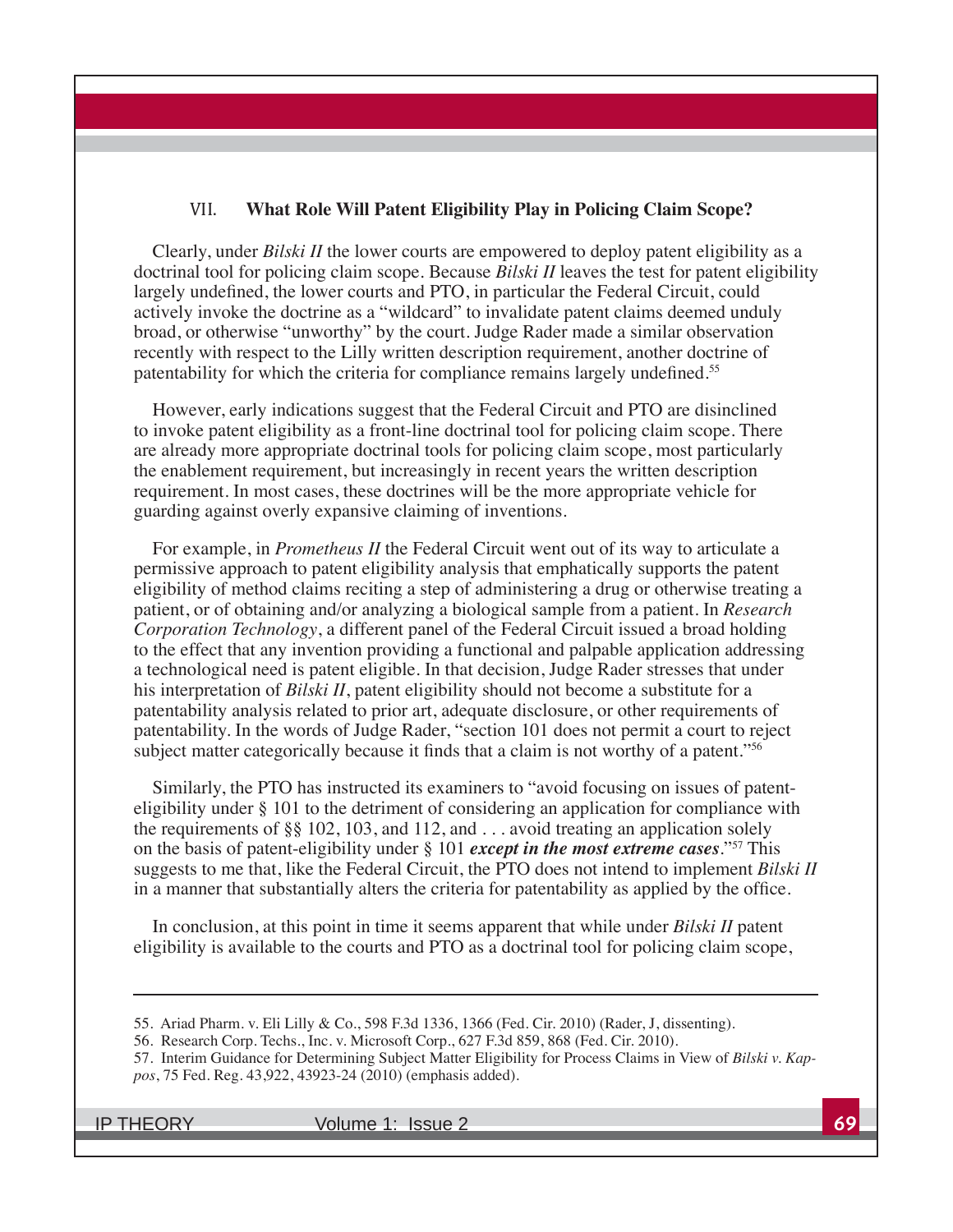## VII. What Role Will Patent Eligibility Play in Policing Claim Scope?

Clearly, under *Bilski II* the lower courts are empowered to deploy patent eligibility as a doctrinal tool for policing claim scope. Because *Bilski II* leaves the test for patent eligibility largely undefined, the lower courts and PTO, in particular the Federal Circuit, could actively invoke the doctrine as a "wildcard" to invalidate patent claims deemed unduly broad, or otherwise "unworthy" by the court. Judge Rader made a similar observation recently with respect to the Lilly written description requirement, another doctrine of patentability for which the criteria for compliance remains largely undefined.[55]

However, early indications suggest that the Federal Circuit and PTO are disinclined to invoke patent eligibility as a front-line doctrinal tool for policing claim scope. There are already more appropriate doctrinal tools for policing claim scope, most particularly the enablement requirement, but increasingly in recent years the written description requirement. In most cases, these doctrines will be the more appropriate vehicle for guarding against overly expansive claiming of inventions.

For example, in *Prometheus II* the Federal Circuit went out of its way to articulate a permissive approach to patent eligibility analysis that emphatically supports the patent eligibility of method claims reciting a step of administering a drug or otherwise treating a patient, or of obtaining and/or analyzing a biological sample from a patient. In *Research Corporation Technology*, a different panel of the Federal Circuit issued a broad holding to the effect that any invention providing a functional and palpable application addressing a technological need is patent eligible. In that decision, Judge Rader stresses that under his interpretation of *Bilski II*, patent eligibility should not become a substitute for a patentability analysis related to prior art, adequate disclosure, or other requirements of patentability. In the words of Judge Rader, "section 101 does not permit a court to reject subject matter categorically because it finds that a claim is not worthy of a patent."[56]

Similarly, the PTO has instructed its examiners to "avoid focusing on issues of patent-eligibility under § 101 to the detriment of considering an application for compliance with the requirements of §§ 102, 103, and 112, and . . . avoid treating an application solely on the basis of patent-eligibility under § 101 ***except in the most extreme cases***."[57] This suggests to me that, like the Federal Circuit, the PTO does not intend to implement *Bilski II* in a manner that substantially alters the criteria for patentability as applied by the office.

In conclusion, at this point in time it seems apparent that while under *Bilski II* patent eligibility is available to the courts and PTO as a doctrinal tool for policing claim scope,

---

55. Ariad Pharm. v. Eli Lilly & Co., 598 F.3d 1336, 1366 (Fed. Cir. 2010) (Rader, J, dissenting).

56. Research Corp. Techs., Inc. v. Microsoft Corp., 627 F.3d 859, 868 (Fed. Cir. 2010).

57. Interim Guidance for Determining Subject Matter Eligibility for Process Claims in View of *Bilski v. Kappos*, 75 Fed. Reg. 43,922, 43923-24 (2010) (emphasis added).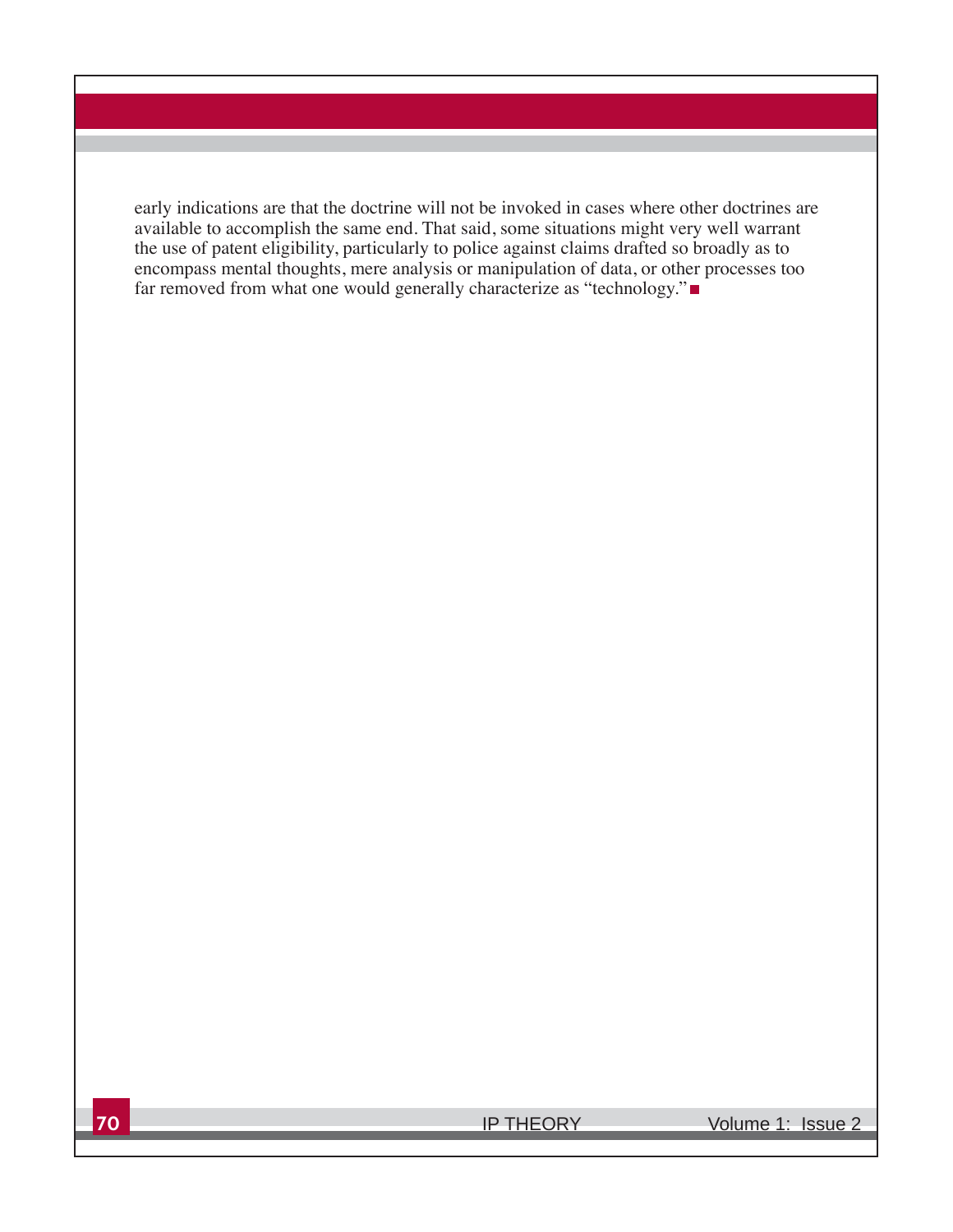early indications are that the doctrine will not be invoked in cases where other doctrines are available to accomplish the same end. That said, some situations might very well warrant the use of patent eligibility, particularly to police against claims drafted so broadly as to encompass mental thoughts, mere analysis or manipulation of data, or other processes too far removed from what one would generally characterize as "technology." ■